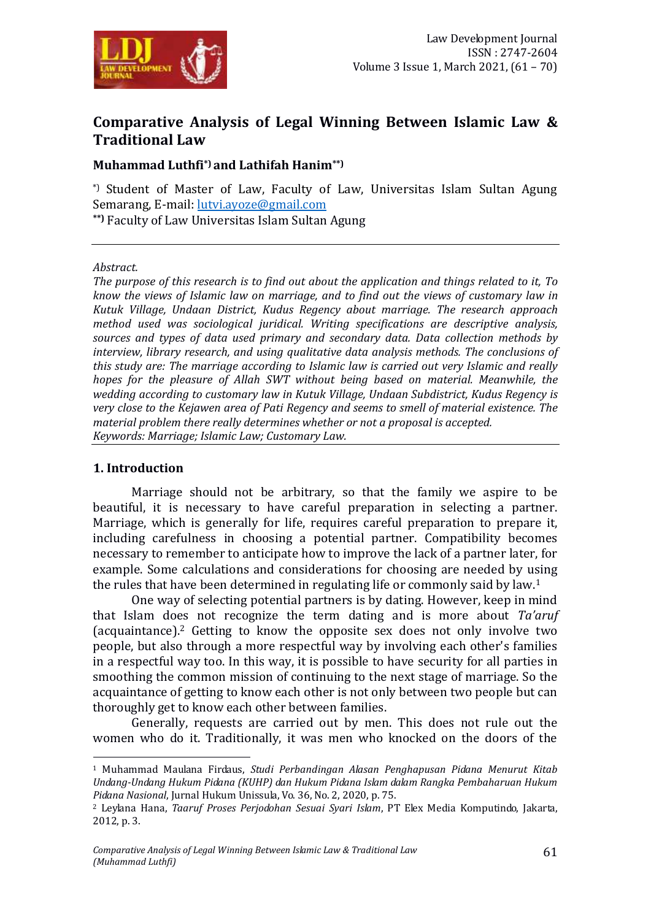# Comparative Analysis of Legal Winning Between Islamic Law & Traditional Law

**Muhammad Luthfi[*] and Lathifah Hanim[**]**

[*] Student of Master of Law, Faculty of Law, Universitas Islam Sultan Agung Semarang, E-mail: lutvi.ayoze@gmail.com
[**] Faculty of Law Universitas Islam Sultan Agung

*Abstract.*
*The purpose of this research is to find out about the application and things related to it, To know the views of Islamic law on marriage, and to find out the views of customary law in Kutuk Village, Undaan District, Kudus Regency about marriage. The research approach method used was sociological juridical. Writing specifications are descriptive analysis, sources and types of data used primary and secondary data. Data collection methods by interview, library research, and using qualitative data analysis methods. The conclusions of this study are: The marriage according to Islamic law is carried out very Islamic and really hopes for the pleasure of Allah SWT without being based on material. Meanwhile, the wedding according to customary law in Kutuk Village, Undaan Subdistrict, Kudus Regency is very close to the Kejawen area of Pati Regency and seems to smell of material existence. The material problem there really determines whether or not a proposal is accepted.*
*Keywords: Marriage; Islamic Law; Customary Law.*

## 1. Introduction

Marriage should not be arbitrary, so that the family we aspire to be beautiful, it is necessary to have careful preparation in selecting a partner. Marriage, which is generally for life, requires careful preparation to prepare it, including carefulness in choosing a potential partner. Compatibility becomes necessary to remember to anticipate how to improve the lack of a partner later, for example. Some calculations and considerations for choosing are needed by using the rules that have been determined in regulating life or commonly said by law.[1]

One way of selecting potential partners is by dating. However, keep in mind that Islam does not recognize the term dating and is more about *Ta'aruf* (acquaintance).[2] Getting to know the opposite sex does not only involve two people, but also through a more respectful way by involving each other's families in a respectful way too. In this way, it is possible to have security for all parties in smoothing the common mission of continuing to the next stage of marriage. So the acquaintance of getting to know each other is not only between two people but can thoroughly get to know each other between families.

Generally, requests are carried out by men. This does not rule out the women who do it. Traditionally, it was men who knocked on the doors of the

---

[1] Muhammad Maulana Firdaus, *Studi Perbandingan Alasan Penghapusan Pidana Menurut Kitab Undang-Undang Hukum Pidana (KUHP) dan Hukum Pidana Islam dalam Rangka Pembaharuan Hukum Pidana Nasional*, Jurnal Hukum Unissula, Vo. 36, No. 2, 2020, p. 75.

[2] Leylana Hana, *Taaruf Proses Perjodohan Sesuai Syari Islam*, PT Elex Media Komputindo, Jakarta, 2012, p. 3.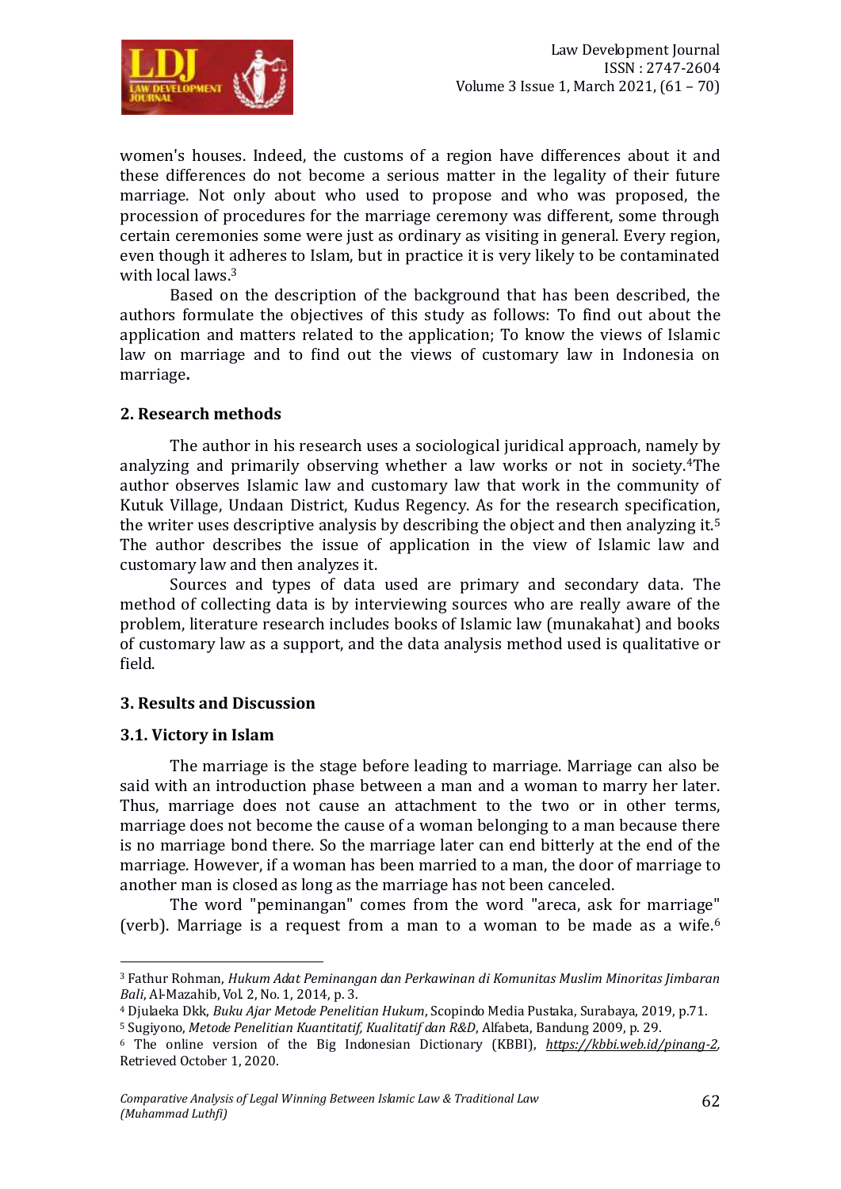women's houses. Indeed, the customs of a region have differences about it and these differences do not become a serious matter in the legality of their future marriage. Not only about who used to propose and who was proposed, the procession of procedures for the marriage ceremony was different, some through certain ceremonies some were just as ordinary as visiting in general. Every region, even though it adheres to Islam, but in practice it is very likely to be contaminated with local laws.[3]

Based on the description of the background that has been described, the authors formulate the objectives of this study as follows: To find out about the application and matters related to the application; To know the views of Islamic law on marriage and to find out the views of customary law in Indonesia on marriage**.**

## 2. Research methods

The author in his research uses a sociological juridical approach, namely by analyzing and primarily observing whether a law works or not in society.[4]The author observes Islamic law and customary law that work in the community of Kutuk Village, Undaan District, Kudus Regency. As for the research specification, the writer uses descriptive analysis by describing the object and then analyzing it.[5] The author describes the issue of application in the view of Islamic law and customary law and then analyzes it.

Sources and types of data used are primary and secondary data. The method of collecting data is by interviewing sources who are really aware of the problem, literature research includes books of Islamic law (munakahat) and books of customary law as a support, and the data analysis method used is qualitative or field.

## 3. Results and Discussion

### 3.1. Victory in Islam

The marriage is the stage before leading to marriage. Marriage can also be said with an introduction phase between a man and a woman to marry her later. Thus, marriage does not cause an attachment to the two or in other terms, marriage does not become the cause of a woman belonging to a man because there is no marriage bond there. So the marriage later can end bitterly at the end of the marriage. However, if a woman has been married to a man, the door of marriage to another man is closed as long as the marriage has not been canceled.

The word "peminangan" comes from the word "areca, ask for marriage" (verb). Marriage is a request from a man to a woman to be made as a wife.[6]

---

[3] Fathur Rohman, *Hukum Adat Peminangan dan Perkawinan di Komunitas Muslim Minoritas Jimbaran Bali*, Al-Mazahib, Vol. 2, No. 1, 2014, p. 3.

[4] Djulaeka Dkk, *Buku Ajar Metode Penelitian Hukum*, Scopindo Media Pustaka, Surabaya, 2019, p.71.

[5] Sugiyono, *Metode Penelitian Kuantitatif, Kualitatif dan R&D*, Alfabeta, Bandung 2009, p. 29.

[6] The online version of the Big Indonesian Dictionary (KBBI), *https://kbbi.web.id/pinang-2*, Retrieved October 1, 2020.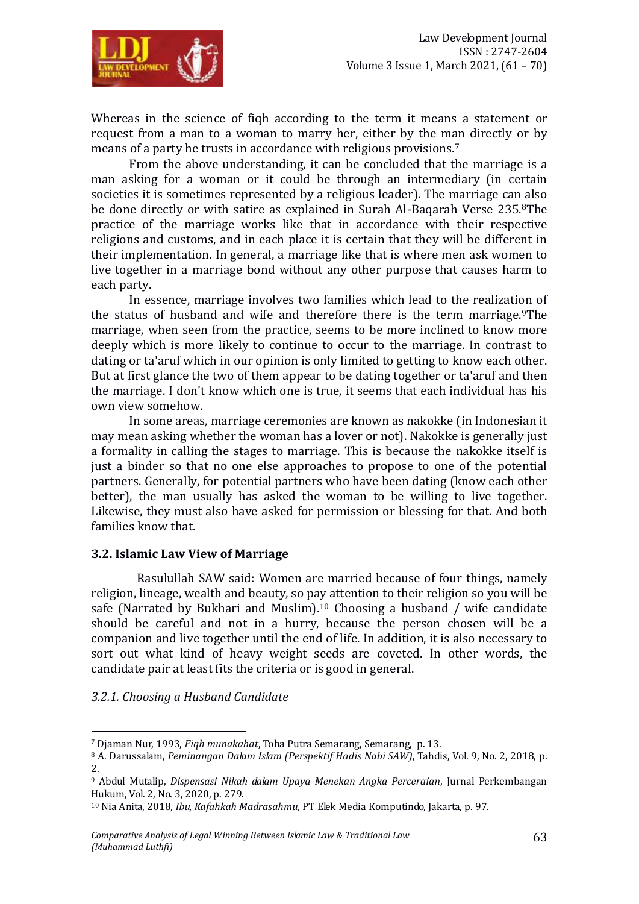Whereas in the science of fiqh according to the term it means a statement or request from a man to a woman to marry her, either by the man directly or by means of a party he trusts in accordance with religious provisions.[7]

From the above understanding, it can be concluded that the marriage is a man asking for a woman or it could be through an intermediary (in certain societies it is sometimes represented by a religious leader). The marriage can also be done directly or with satire as explained in Surah Al-Baqarah Verse 235.[8]The practice of the marriage works like that in accordance with their respective religions and customs, and in each place it is certain that they will be different in their implementation. In general, a marriage like that is where men ask women to live together in a marriage bond without any other purpose that causes harm to each party.

In essence, marriage involves two families which lead to the realization of the status of husband and wife and therefore there is the term marriage.[9]The marriage, when seen from the practice, seems to be more inclined to know more deeply which is more likely to continue to occur to the marriage. In contrast to dating or ta'aruf which in our opinion is only limited to getting to know each other. But at first glance the two of them appear to be dating together or ta'aruf and then the marriage. I don't know which one is true, it seems that each individual has his own view somehow.

In some areas, marriage ceremonies are known as nakokke (in Indonesian it may mean asking whether the woman has a lover or not). Nakokke is generally just a formality in calling the stages to marriage. This is because the nakokke itself is just a binder so that no one else approaches to propose to one of the potential partners. Generally, for potential partners who have been dating (know each other better), the man usually has asked the woman to be willing to live together. Likewise, they must also have asked for permission or blessing for that. And both families know that.

### 3.2. Islamic Law View of Marriage

Rasulullah SAW said: Women are married because of four things, namely religion, lineage, wealth and beauty, so pay attention to their religion so you will be safe (Narrated by Bukhari and Muslim).[10] Choosing a husband / wife candidate should be careful and not in a hurry, because the person chosen will be a companion and live together until the end of life. In addition, it is also necessary to sort out what kind of heavy weight seeds are coveted. In other words, the candidate pair at least fits the criteria or is good in general.

#### *3.2.1. Choosing a Husband Candidate*

---

[7] Djaman Nur, 1993, *Fiqh munakahat*, Toha Putra Semarang, Semarang, p. 13.

[8] A. Darussalam, *Peminangan Dalam Islam (Perspektif Hadis Nabi SAW)*, Tahdis, Vol. 9, No. 2, 2018, p. 2.

[9] Abdul Mutalip, *Dispensasi Nikah dalam Upaya Menekan Angka Perceraian*, Jurnal Perkembangan Hukum, Vol. 2, No. 3, 2020, p. 279.

[10] Nia Anita, 2018, *Ibu, Kafahkah Madrasahmu*, PT Elek Media Komputindo, Jakarta, p. 97.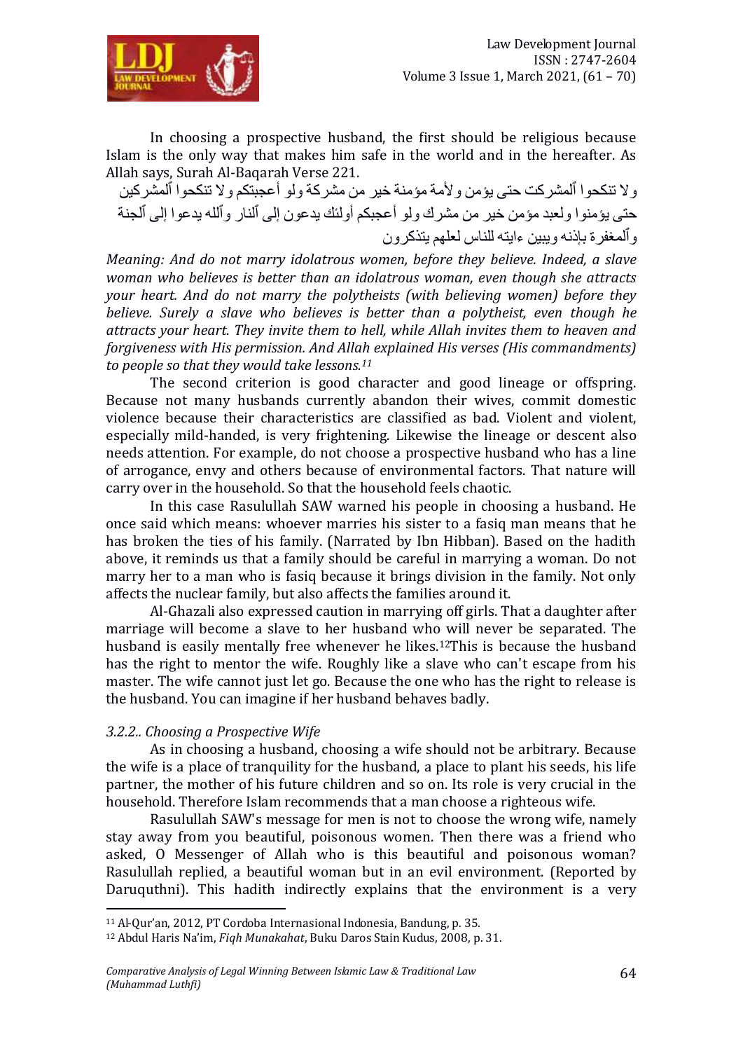In choosing a prospective husband, the first should be religious because Islam is the only way that makes him safe in the world and in the hereafter. As Allah says, Surah Al-Baqarah Verse 221.

ولا تنكحوا ٱلمشركت حتى يؤمن ولأمة مؤمنة خير من مشركة ولو أعجبتكم ولا تنكحوا ٱلمشركين حتى يؤمنوا ولعبد مؤمن خير من مشرك ولو أعجبكم أولئك يدعون إلى ٱلنار وٱلله يدعوا إلى ٱلجنة وٱلمغفرة بإذنه ويبين ءايته للناس لعلهم يتذكرون

*Meaning: And do not marry idolatrous women, before they believe. Indeed, a slave woman who believes is better than an idolatrous woman, even though she attracts your heart. And do not marry the polytheists (with believing women) before they believe. Surely a slave who believes is better than a polytheist, even though he attracts your heart. They invite them to hell, while Allah invites them to heaven and forgiveness with His permission. And Allah explained His verses (His commandments) to people so that they would take lessons.*[11]

The second criterion is good character and good lineage or offspring. Because not many husbands currently abandon their wives, commit domestic violence because their characteristics are classified as bad. Violent and violent, especially mild-handed, is very frightening. Likewise the lineage or descent also needs attention. For example, do not choose a prospective husband who has a line of arrogance, envy and others because of environmental factors. That nature will carry over in the household. So that the household feels chaotic.

In this case Rasulullah SAW warned his people in choosing a husband. He once said which means: whoever marries his sister to a fasiq man means that he has broken the ties of his family. (Narrated by Ibn Hibban). Based on the hadith above, it reminds us that a family should be careful in marrying a woman. Do not marry her to a man who is fasiq because it brings division in the family. Not only affects the nuclear family, but also affects the families around it.

Al-Ghazali also expressed caution in marrying off girls. That a daughter after marriage will become a slave to her husband who will never be separated. The husband is easily mentally free whenever he likes.[12]This is because the husband has the right to mentor the wife. Roughly like a slave who can't escape from his master. The wife cannot just let go. Because the one who has the right to release is the husband. You can imagine if her husband behaves badly.

### *3.2.2.. Choosing a Prospective Wife*

As in choosing a husband, choosing a wife should not be arbitrary. Because the wife is a place of tranquility for the husband, a place to plant his seeds, his life partner, the mother of his future children and so on. Its role is very crucial in the household. Therefore Islam recommends that a man choose a righteous wife.

Rasulullah SAW's message for men is not to choose the wrong wife, namely stay away from you beautiful, poisonous women. Then there was a friend who asked, O Messenger of Allah who is this beautiful and poisonous woman? Rasulullah replied, a beautiful woman but in an evil environment. (Reported by Daruquthni). This hadith indirectly explains that the environment is a very

---

[11] Al-Qur'an, 2012, PT Cordoba Internasional Indonesia, Bandung, p. 35.

[12] Abdul Haris Na'im, *Fiqh Munakahat*, Buku Daros Stain Kudus, 2008, p. 31.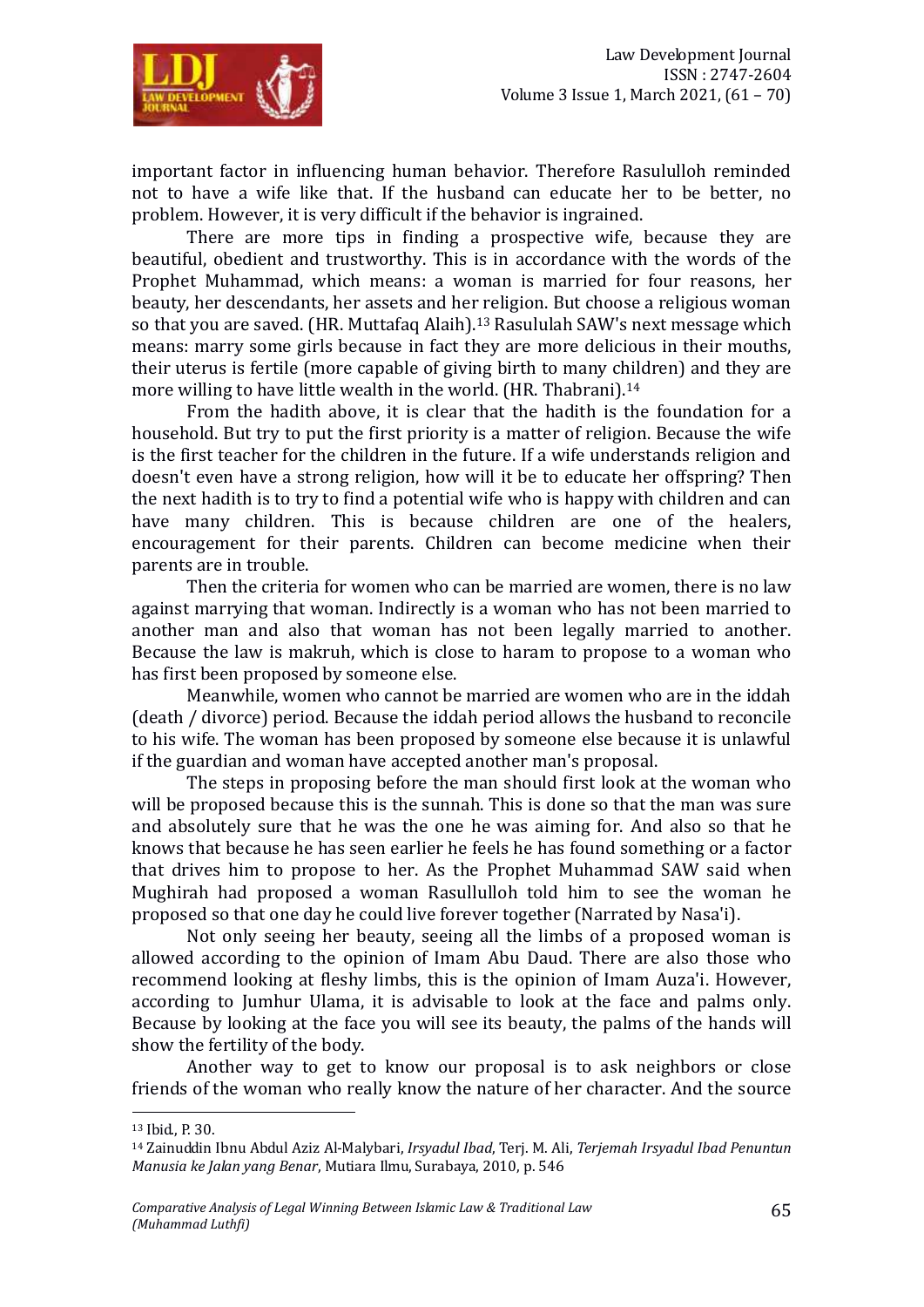important factor in influencing human behavior. Therefore Rasululloh reminded not to have a wife like that. If the husband can educate her to be better, no problem. However, it is very difficult if the behavior is ingrained.

There are more tips in finding a prospective wife, because they are beautiful, obedient and trustworthy. This is in accordance with the words of the Prophet Muhammad, which means: a woman is married for four reasons, her beauty, her descendants, her assets and her religion. But choose a religious woman so that you are saved. (HR. Muttafaq Alaih).[13] Rasululah SAW's next message which means: marry some girls because in fact they are more delicious in their mouths, their uterus is fertile (more capable of giving birth to many children) and they are more willing to have little wealth in the world. (HR. Thabrani).[14]

From the hadith above, it is clear that the hadith is the foundation for a household. But try to put the first priority is a matter of religion. Because the wife is the first teacher for the children in the future. If a wife understands religion and doesn't even have a strong religion, how will it be to educate her offspring? Then the next hadith is to try to find a potential wife who is happy with children and can have many children. This is because children are one of the healers, encouragement for their parents. Children can become medicine when their parents are in trouble.

Then the criteria for women who can be married are women, there is no law against marrying that woman. Indirectly is a woman who has not been married to another man and also that woman has not been legally married to another. Because the law is makruh, which is close to haram to propose to a woman who has first been proposed by someone else.

Meanwhile, women who cannot be married are women who are in the iddah (death / divorce) period. Because the iddah period allows the husband to reconcile to his wife. The woman has been proposed by someone else because it is unlawful if the guardian and woman have accepted another man's proposal.

The steps in proposing before the man should first look at the woman who will be proposed because this is the sunnah. This is done so that the man was sure and absolutely sure that he was the one he was aiming for. And also so that he knows that because he has seen earlier he feels he has found something or a factor that drives him to propose to her. As the Prophet Muhammad SAW said when Mughirah had proposed a woman Rasullulloh told him to see the woman he proposed so that one day he could live forever together (Narrated by Nasa'i).

Not only seeing her beauty, seeing all the limbs of a proposed woman is allowed according to the opinion of Imam Abu Daud. There are also those who recommend looking at fleshy limbs, this is the opinion of Imam Auza'i. However, according to Jumhur Ulama, it is advisable to look at the face and palms only. Because by looking at the face you will see its beauty, the palms of the hands will show the fertility of the body.

Another way to get to know our proposal is to ask neighbors or close friends of the woman who really know the nature of her character. And the source

---

[13] Ibid., P. 30.

[14] Zainuddin Ibnu Abdul Aziz Al-Malybari, *Irsyadul Ibad*, Terj. M. Ali, *Terjemah Irsyadul Ibad Penuntun Manusia ke Jalan yang Benar*, Mutiara Ilmu, Surabaya, 2010, p. 546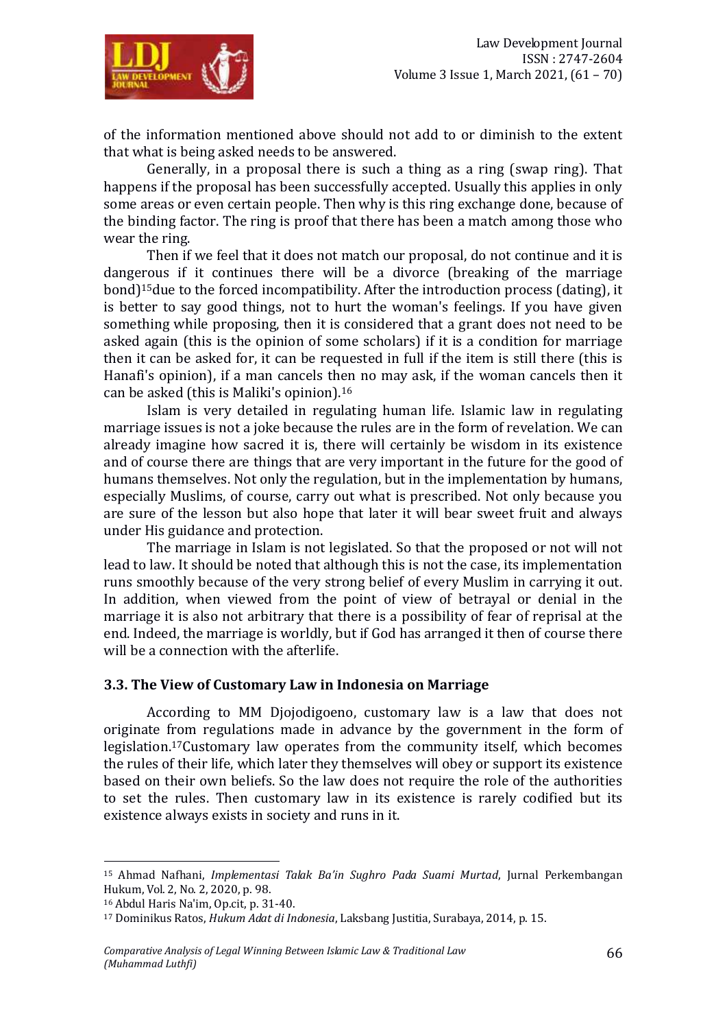of the information mentioned above should not add to or diminish to the extent that what is being asked needs to be answered.

Generally, in a proposal there is such a thing as a ring (swap ring). That happens if the proposal has been successfully accepted. Usually this applies in only some areas or even certain people. Then why is this ring exchange done, because of the binding factor. The ring is proof that there has been a match among those who wear the ring.

Then if we feel that it does not match our proposal, do not continue and it is dangerous if it continues there will be a divorce (breaking of the marriage bond)[15]due to the forced incompatibility. After the introduction process (dating), it is better to say good things, not to hurt the woman's feelings. If you have given something while proposing, then it is considered that a grant does not need to be asked again (this is the opinion of some scholars) if it is a condition for marriage then it can be asked for, it can be requested in full if the item is still there (this is Hanafi's opinion), if a man cancels then no may ask, if the woman cancels then it can be asked (this is Maliki's opinion).[16]

Islam is very detailed in regulating human life. Islamic law in regulating marriage issues is not a joke because the rules are in the form of revelation. We can already imagine how sacred it is, there will certainly be wisdom in its existence and of course there are things that are very important in the future for the good of humans themselves. Not only the regulation, but in the implementation by humans, especially Muslims, of course, carry out what is prescribed. Not only because you are sure of the lesson but also hope that later it will bear sweet fruit and always under His guidance and protection.

The marriage in Islam is not legislated. So that the proposed or not will not lead to law. It should be noted that although this is not the case, its implementation runs smoothly because of the very strong belief of every Muslim in carrying it out. In addition, when viewed from the point of view of betrayal or denial in the marriage it is also not arbitrary that there is a possibility of fear of reprisal at the end. Indeed, the marriage is worldly, but if God has arranged it then of course there will be a connection with the afterlife.

### 3.3. The View of Customary Law in Indonesia on Marriage

According to MM Djojodigoeno, customary law is a law that does not originate from regulations made in advance by the government in the form of legislation.[17]Customary law operates from the community itself, which becomes the rules of their life, which later they themselves will obey or support its existence based on their own beliefs. So the law does not require the role of the authorities to set the rules. Then customary law in its existence is rarely codified but its existence always exists in society and runs in it.

---

[15] Ahmad Nafhani, *Implementasi Talak Ba'in Sughro Pada Suami Murtad*, Jurnal Perkembangan Hukum, Vol. 2, No. 2, 2020, p. 98.

[16] Abdul Haris Na'im, Op.cit, p. 31-40.

[17] Dominikus Ratos, *Hukum Adat di Indonesia*, Laksbang Justitia, Surabaya, 2014, p. 15.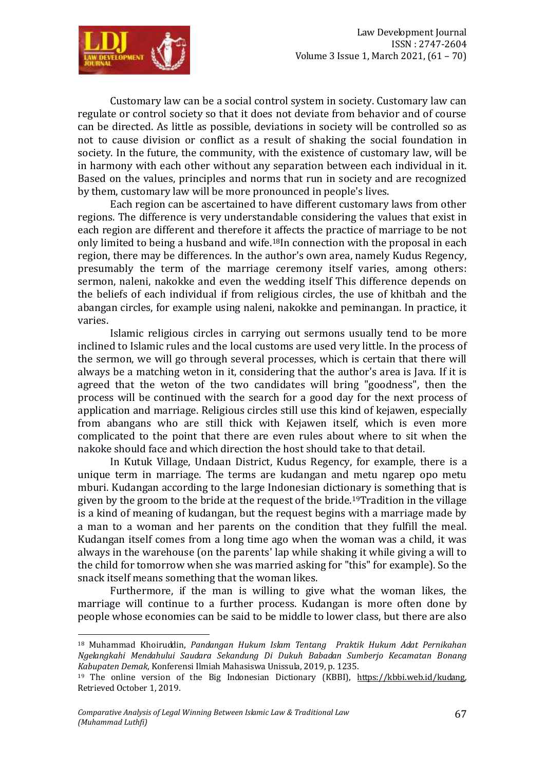Customary law can be a social control system in society. Customary law can regulate or control society so that it does not deviate from behavior and of course can be directed. As little as possible, deviations in society will be controlled so as not to cause division or conflict as a result of shaking the social foundation in society. In the future, the community, with the existence of customary law, will be in harmony with each other without any separation between each individual in it. Based on the values, principles and norms that run in society and are recognized by them, customary law will be more pronounced in people's lives.

Each region can be ascertained to have different customary laws from other regions. The difference is very understandable considering the values that exist in each region are different and therefore it affects the practice of marriage to be not only limited to being a husband and wife.[18]In connection with the proposal in each region, there may be differences. In the author's own area, namely Kudus Regency, presumably the term of the marriage ceremony itself varies, among others: sermon, naleni, nakokke and even the wedding itself This difference depends on the beliefs of each individual if from religious circles, the use of khitbah and the abangan circles, for example using naleni, nakokke and peminangan. In practice, it varies.

Islamic religious circles in carrying out sermons usually tend to be more inclined to Islamic rules and the local customs are used very little. In the process of the sermon, we will go through several processes, which is certain that there will always be a matching weton in it, considering that the author's area is Java. If it is agreed that the weton of the two candidates will bring "goodness", then the process will be continued with the search for a good day for the next process of application and marriage. Religious circles still use this kind of kejawen, especially from abangans who are still thick with Kejawen itself, which is even more complicated to the point that there are even rules about where to sit when the nakoke should face and which direction the host should take to that detail.

In Kutuk Village, Undaan District, Kudus Regency, for example, there is a unique term in marriage. The terms are kudangan and metu ngarep opo metu mburi. Kudangan according to the large Indonesian dictionary is something that is given by the groom to the bride at the request of the bride.[19]Tradition in the village is a kind of meaning of kudangan, but the request begins with a marriage made by a man to a woman and her parents on the condition that they fulfill the meal. Kudangan itself comes from a long time ago when the woman was a child, it was always in the warehouse (on the parents' lap while shaking it while giving a will to the child for tomorrow when she was married asking for "this" for example). So the snack itself means something that the woman likes.

Furthermore, if the man is willing to give what the woman likes, the marriage will continue to a further process. Kudangan is more often done by people whose economies can be said to be middle to lower class, but there are also

---

[18] Muhammad Khoiruddin, *Pandangan Hukum Islam Tentang Praktik Hukum Adat Pernikahan Ngelangkahi Mendahului Saudara Sekandung Di Dukuh Babadan Sumberjo Kecamatan Bonang Kabupaten Demak*, Konferensi Ilmiah Mahasiswa Unissula, 2019, p. 1235.

[19] The online version of the Big Indonesian Dictionary (KBBI), https://kbbi.web.id/kudang, Retrieved October 1, 2019.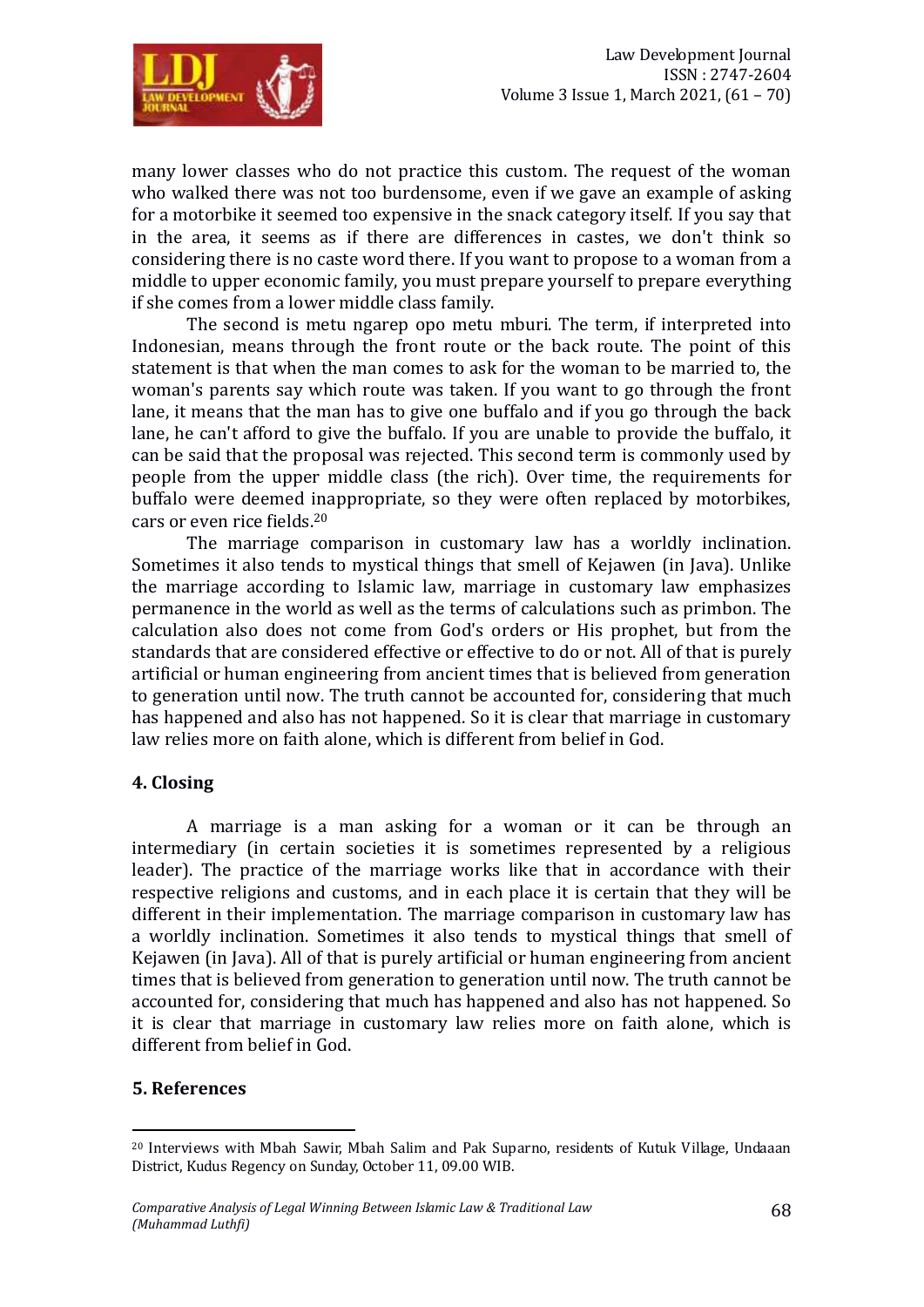many lower classes who do not practice this custom. The request of the woman who walked there was not too burdensome, even if we gave an example of asking for a motorbike it seemed too expensive in the snack category itself. If you say that in the area, it seems as if there are differences in castes, we don't think so considering there is no caste word there. If you want to propose to a woman from a middle to upper economic family, you must prepare yourself to prepare everything if she comes from a lower middle class family.

The second is metu ngarep opo metu mburi. The term, if interpreted into Indonesian, means through the front route or the back route. The point of this statement is that when the man comes to ask for the woman to be married to, the woman's parents say which route was taken. If you want to go through the front lane, it means that the man has to give one buffalo and if you go through the back lane, he can't afford to give the buffalo. If you are unable to provide the buffalo, it can be said that the proposal was rejected. This second term is commonly used by people from the upper middle class (the rich). Over time, the requirements for buffalo were deemed inappropriate, so they were often replaced by motorbikes, cars or even rice fields.[20]

The marriage comparison in customary law has a worldly inclination. Sometimes it also tends to mystical things that smell of Kejawen (in Java). Unlike the marriage according to Islamic law, marriage in customary law emphasizes permanence in the world as well as the terms of calculations such as primbon. The calculation also does not come from God's orders or His prophet, but from the standards that are considered effective or effective to do or not. All of that is purely artificial or human engineering from ancient times that is believed from generation to generation until now. The truth cannot be accounted for, considering that much has happened and also has not happened. So it is clear that marriage in customary law relies more on faith alone, which is different from belief in God.

## 4. Closing

A marriage is a man asking for a woman or it can be through an intermediary (in certain societies it is sometimes represented by a religious leader). The practice of the marriage works like that in accordance with their respective religions and customs, and in each place it is certain that they will be different in their implementation. The marriage comparison in customary law has a worldly inclination. Sometimes it also tends to mystical things that smell of Kejawen (in Java). All of that is purely artificial or human engineering from ancient times that is believed from generation to generation until now. The truth cannot be accounted for, considering that much has happened and also has not happened. So it is clear that marriage in customary law relies more on faith alone, which is different from belief in God.

## 5. References

[20] Interviews with Mbah Sawir, Mbah Salim and Pak Suparno, residents of Kutuk Village, Undaaan District, Kudus Regency on Sunday, October 11, 09.00 WIB.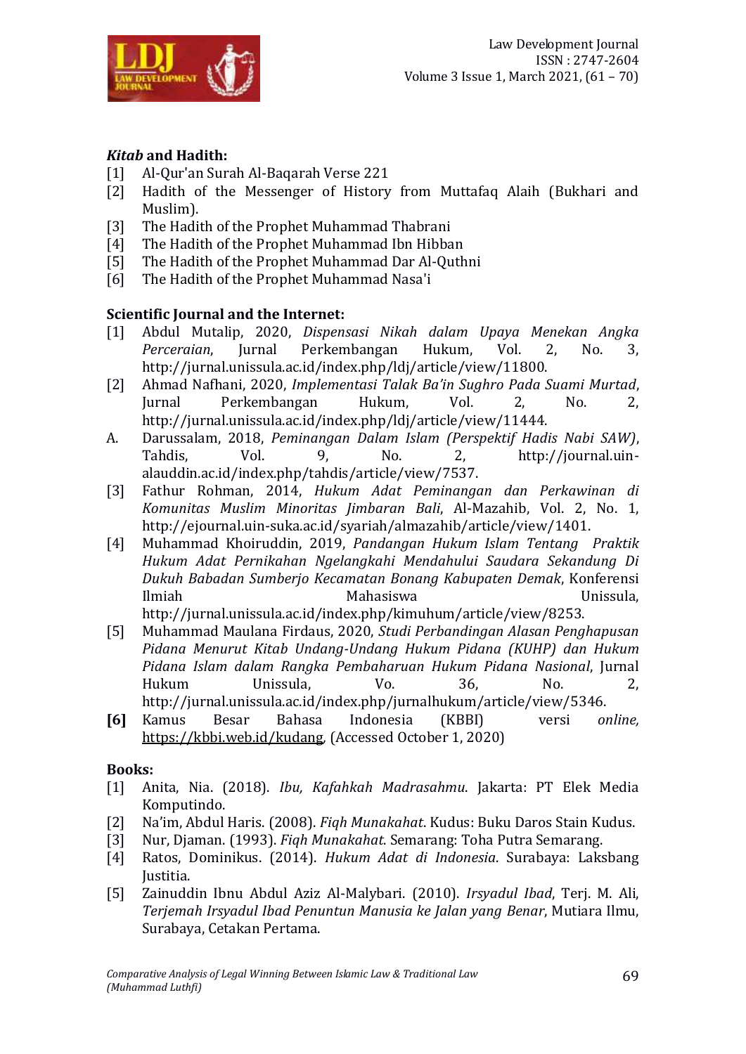### *Kitab* and Hadith:

[1] Al-Qur'an Surah Al-Baqarah Verse 221

[2] Hadith of the Messenger of History from Muttafaq Alaih (Bukhari and Muslim).

[3] The Hadith of the Prophet Muhammad Thabrani

[4] The Hadith of the Prophet Muhammad Ibn Hibban

[5] The Hadith of the Prophet Muhammad Dar Al-Quthni

[6] The Hadith of the Prophet Muhammad Nasa'i

### Scientific Journal and the Internet:

[1] Abdul Mutalip, 2020, *Dispensasi Nikah dalam Upaya Menekan Angka Perceraian*, Jurnal Perkembangan Hukum, Vol. 2, No. 3, http://jurnal.unissula.ac.id/index.php/ldj/article/view/11800.

[2] Ahmad Nafhani, 2020, *Implementasi Talak Ba'in Sughro Pada Suami Murtad*, Jurnal Perkembangan Hukum, Vol. 2, No. 2, http://jurnal.unissula.ac.id/index.php/ldj/article/view/11444.

A. Darussalam, 2018, *Peminangan Dalam Islam (Perspektif Hadis Nabi SAW)*, Tahdis, Vol. 9, No. 2, http://journal.uin-alauddin.ac.id/index.php/tahdis/article/view/7537.

[3] Fathur Rohman, 2014, *Hukum Adat Peminangan dan Perkawinan di Komunitas Muslim Minoritas Jimbaran Bali*, Al-Mazahib, Vol. 2, No. 1, http://ejournal.uin-suka.ac.id/syariah/almazahib/article/view/1401.

[4] Muhammad Khoiruddin, 2019, *Pandangan Hukum Islam Tentang Praktik Hukum Adat Pernikahan Ngelangkahi Mendahului Saudara Sekandung Di Dukuh Babadan Sumberjo Kecamatan Bonang Kabupaten Demak*, Konferensi Ilmiah Mahasiswa Unissula, http://jurnal.unissula.ac.id/index.php/kimuhum/article/view/8253.

[5] Muhammad Maulana Firdaus, 2020, *Studi Perbandingan Alasan Penghapusan Pidana Menurut Kitab Undang-Undang Hukum Pidana (KUHP) dan Hukum Pidana Islam dalam Rangka Pembaharuan Hukum Pidana Nasional*, Jurnal Hukum Unissula, Vo. 36, No. 2, http://jurnal.unissula.ac.id/index.php/jurnalhukum/article/view/5346.

**[6]** Kamus Besar Bahasa Indonesia (KBBI) versi *online,* https://kbbi.web.id/kudang, (Accessed October 1, 2020)

### Books:

[1] Anita, Nia. (2018). *Ibu, Kafahkah Madrasahmu*. Jakarta: PT Elek Media Komputindo.

[2] Na'im, Abdul Haris. (2008). *Fiqh Munakahat*. Kudus: Buku Daros Stain Kudus.

[3] Nur, Djaman. (1993). *Fiqh Munakahat*. Semarang: Toha Putra Semarang.

[4] Ratos, Dominikus. (2014). *Hukum Adat di Indonesia*. Surabaya: Laksbang Justitia.

[5] Zainuddin Ibnu Abdul Aziz Al-Malybari. (2010). *Irsyadul Ibad*, Terj. M. Ali, *Terjemah Irsyadul Ibad Penuntun Manusia ke Jalan yang Benar*, Mutiara Ilmu, Surabaya, Cetakan Pertama.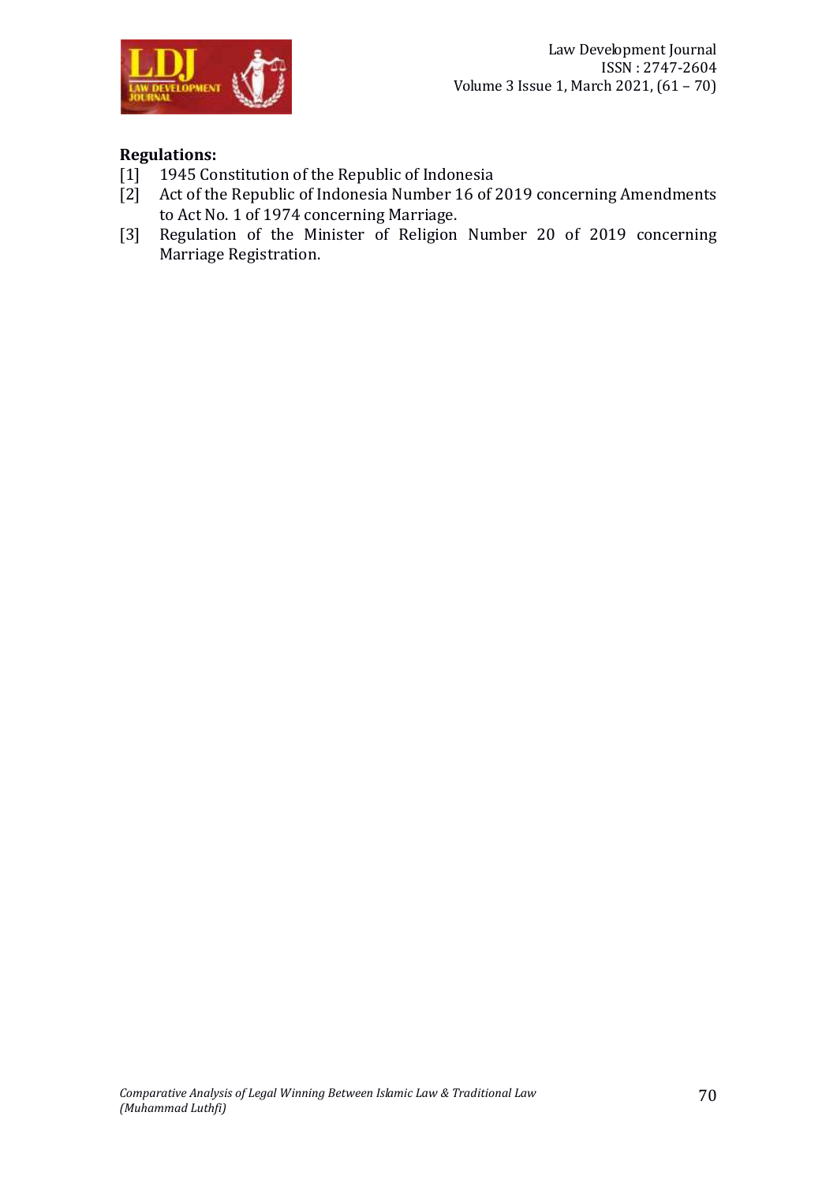**Regulations:**

[1] 1945 Constitution of the Republic of Indonesia

[2] Act of the Republic of Indonesia Number 16 of 2019 concerning Amendments to Act No. 1 of 1974 concerning Marriage.

[3] Regulation of the Minister of Religion Number 20 of 2019 concerning Marriage Registration.